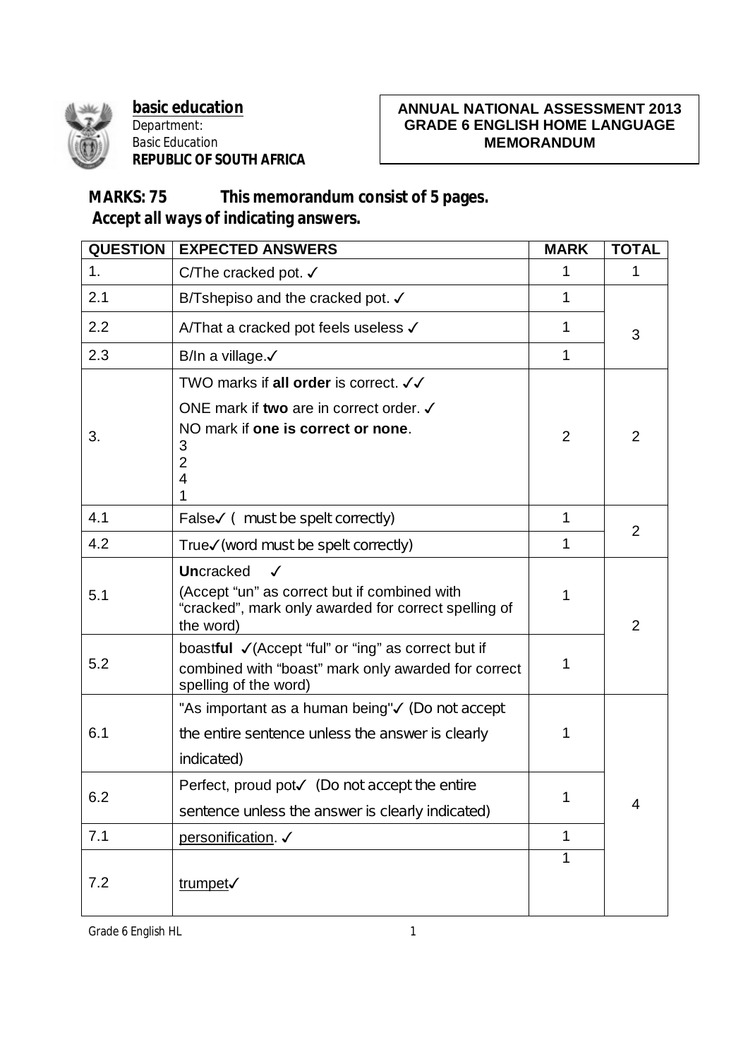**basic education**
Department:
Basic Education
**REPUBLIC OF SOUTH AFRICA**

**ANNUAL NATIONAL ASSESSMENT 2013**
**GRADE 6 ENGLISH HOME LANGUAGE**
**MEMORANDUM**

**MARKS: 75 This memorandum consist of 5 pages.**
**Accept all ways of indicating answers.**

| QUESTION | EXPECTED ANSWERS | MARK | TOTAL |
|---|---|---|---|
| 1. | C/The cracked pot. ✓ | 1 | 1 |
| 2.1 | B/Tshepiso and the cracked pot. ✓ | 1 | 3 |
| 2.2 | A/That a cracked pot feels useless ✓ | 1 | |
| 2.3 | B/In a village.✓ | 1 | |
| 3. | TWO marks if **all order** is correct. ✓✓<br>ONE mark if **two** are in correct order. ✓<br>NO mark if **one is correct or none**.<br>3<br>2<br>4<br>1 | 2 | 2 |
| 4.1 | False✓ ( must be spelt correctly) | 1 | 2 |
| 4.2 | True✓(word must be spelt correctly) | 1 | |
| 5.1 | **Un**cracked ✓<br>(Accept "un" as correct but if combined with "cracked", mark only awarded for correct spelling of the word) | 1 | 2 |
| 5.2 | boast**ful** ✓(Accept "ful" or "ing" as correct but if combined with "boast" mark only awarded for correct spelling of the word) | 1 | |
| 6.1 | "As important as a human being"✓ (Do not accept the entire sentence unless the answer is clearly indicated) | 1 | 4 |
| 6.2 | Perfect, proud pot✓ (Do not accept the entire sentence unless the answer is clearly indicated) | 1 | |
| 7.1 | personification. ✓ | 1 | |
| 7.2 | trumpet✓ | 1 | |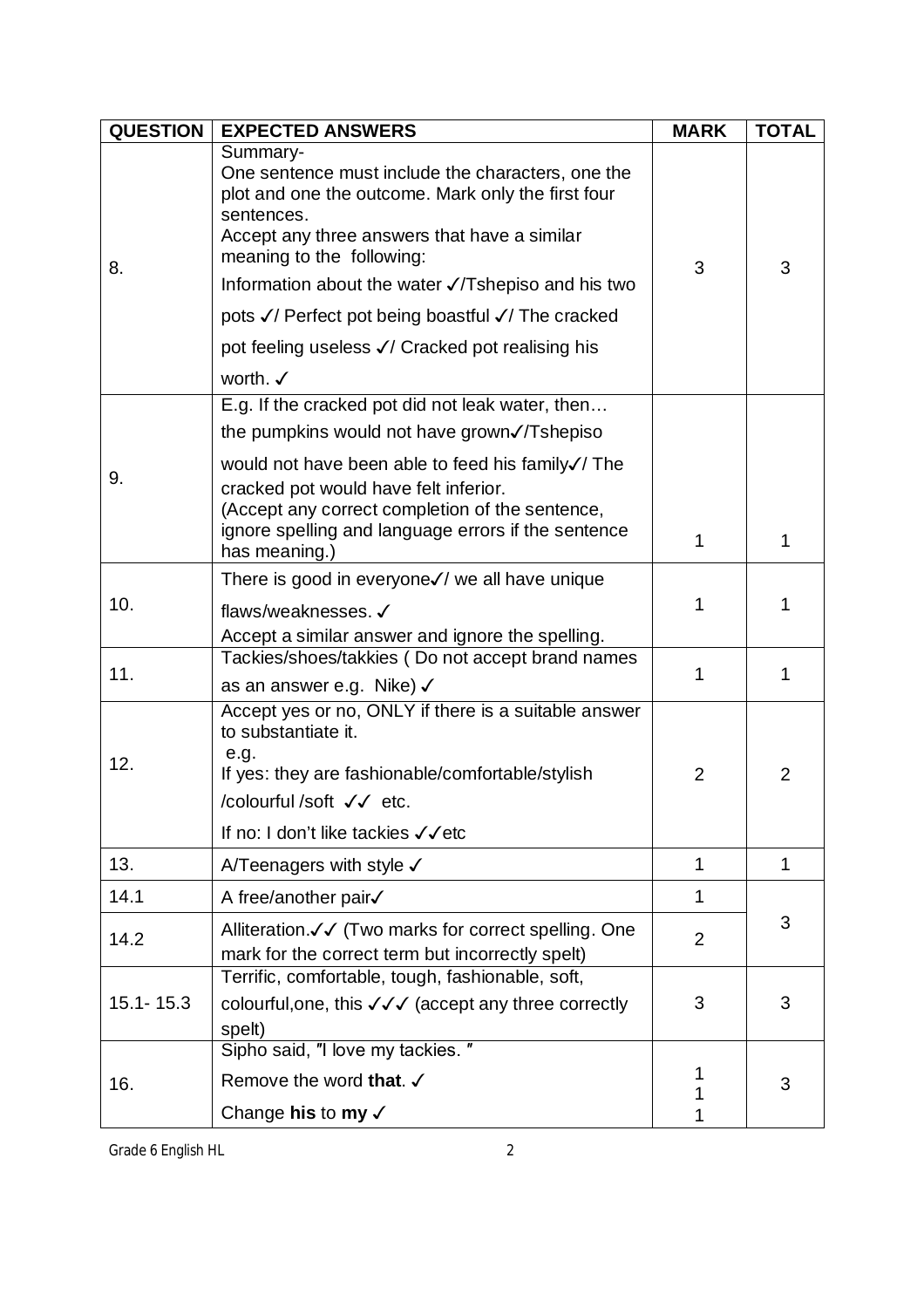| QUESTION | EXPECTED ANSWERS | MARK | TOTAL |
|---|---|---|---|
| 8. | Summary-<br>One sentence must include the characters, one the plot and one the outcome. Mark only the first four sentences.<br>Accept any three answers that have a similar meaning to the following:<br>Information about the water ✓/Tshepiso and his two pots ✓/ Perfect pot being boastful ✓/ The cracked pot feeling useless ✓/ Cracked pot realising his worth. ✓ | 3 | 3 |
| 9. | E.g. If the cracked pot did not leak water, then… the pumpkins would not have grown✓/Tshepiso would not have been able to feed his family✓/ The cracked pot would have felt inferior.<br>(Accept any correct completion of the sentence, ignore spelling and language errors if the sentence has meaning.) | 1 | 1 |
| 10. | There is good in everyone✓/ we all have unique flaws/weaknesses. ✓<br>Accept a similar answer and ignore the spelling. | 1 | 1 |
| 11. | Tackies/shoes/takkies ( Do not accept brand names as an answer e.g. Nike) ✓ | 1 | 1 |
| 12. | Accept yes or no, ONLY if there is a suitable answer to substantiate it.<br>e.g.<br>If yes: they are fashionable/comfortable/stylish /colourful /soft ✓✓ etc.<br>If no: I don't like tackies ✓✓etc | 2 | 2 |
| 13. | A/Teenagers with style ✓ | 1 | 1 |
| 14.1 | A free/another pair✓ | 1 | 3 |
| 14.2 | Alliteration.✓✓ (Two marks for correct spelling. One mark for the correct term but incorrectly spelt) | 2 | |
| 15.1- 15.3 | Terrific, comfortable, tough, fashionable, soft, colourful,one, this ✓✓✓ (accept any three correctly spelt) | 3 | 3 |
| 16. | Sipho said, "I love my tackies. "<br>Remove the word **that**. ✓<br>Change **his** to **my** ✓ | 1<br>1<br>1 | 3 |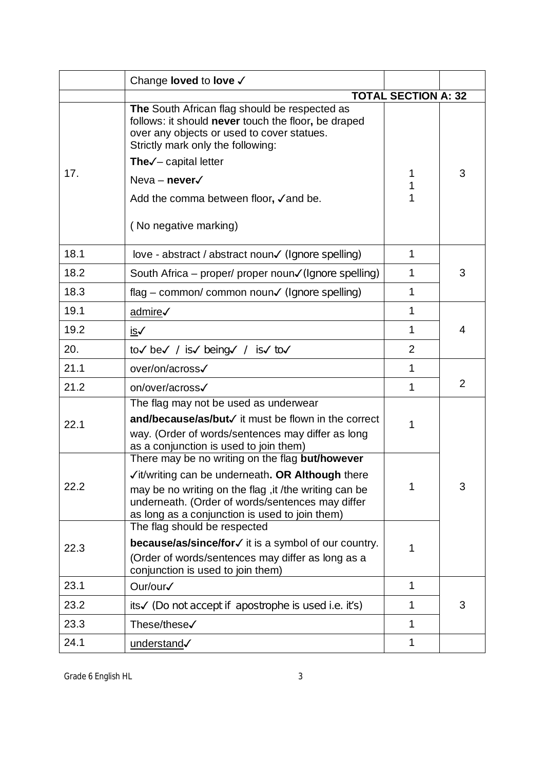| | | | |
|---|---|---|---|
| | Change **loved** to **love** ✓ | | |
| | **TOTAL SECTION A: 32** | | |
| 17. | **The** South African flag should be respected as follows: it should **never** touch the floor**,** be draped over any objects or used to cover statues.<br>Strictly mark only the following:<br>**The**✓– capital letter<br>Neva – **never**✓<br>Add the comma between floor**,** ✓and be.<br>( No negative marking) | 1<br>1<br>1 | 3 |
| 18.1 | love - abstract / abstract noun✓ (Ignore spelling) | 1 | 3 |
| 18.2 | South Africa – proper/ proper noun✓(Ignore spelling) | 1 | |
| 18.3 | flag – common/ common noun✓ (Ignore spelling) | 1 | |
| 19.1 | admire✓ | 1 | 4 |
| 19.2 | is✓ | 1 | |
| 20. | to✓ be✓ / is✓ being✓ / is✓ to✓ | 2 | |
| 21.1 | over/on/across✓ | 1 | 2 |
| 21.2 | on/over/across✓ | 1 | |
| 22.1 | The flag may not be used as underwear **and/because/as/but**✓ it must be flown in the correct way. (Order of words/sentences may differ as long as a conjunction is used to join them) | 1 | 3 |
| 22.2 | There may be no writing on the flag **but/however** ✓it/writing can be underneath**. OR Although** there may be no writing on the flag ,it /the writing can be underneath. (Order of words/sentences may differ as long as a conjunction is used to join them) | 1 | |
| 22.3 | The flag should be respected **because/as/since/for**✓ it is a symbol of our country. (Order of words/sentences may differ as long as a conjunction is used to join them) | 1 | |
| 23.1 | Our/our✓ | 1 | 3 |
| 23.2 | its✓ (Do not accept if apostrophe is used i.e. it's) | 1 | |
| 23.3 | These/these✓ | 1 | |
| 24.1 | understand✓ | 1 | |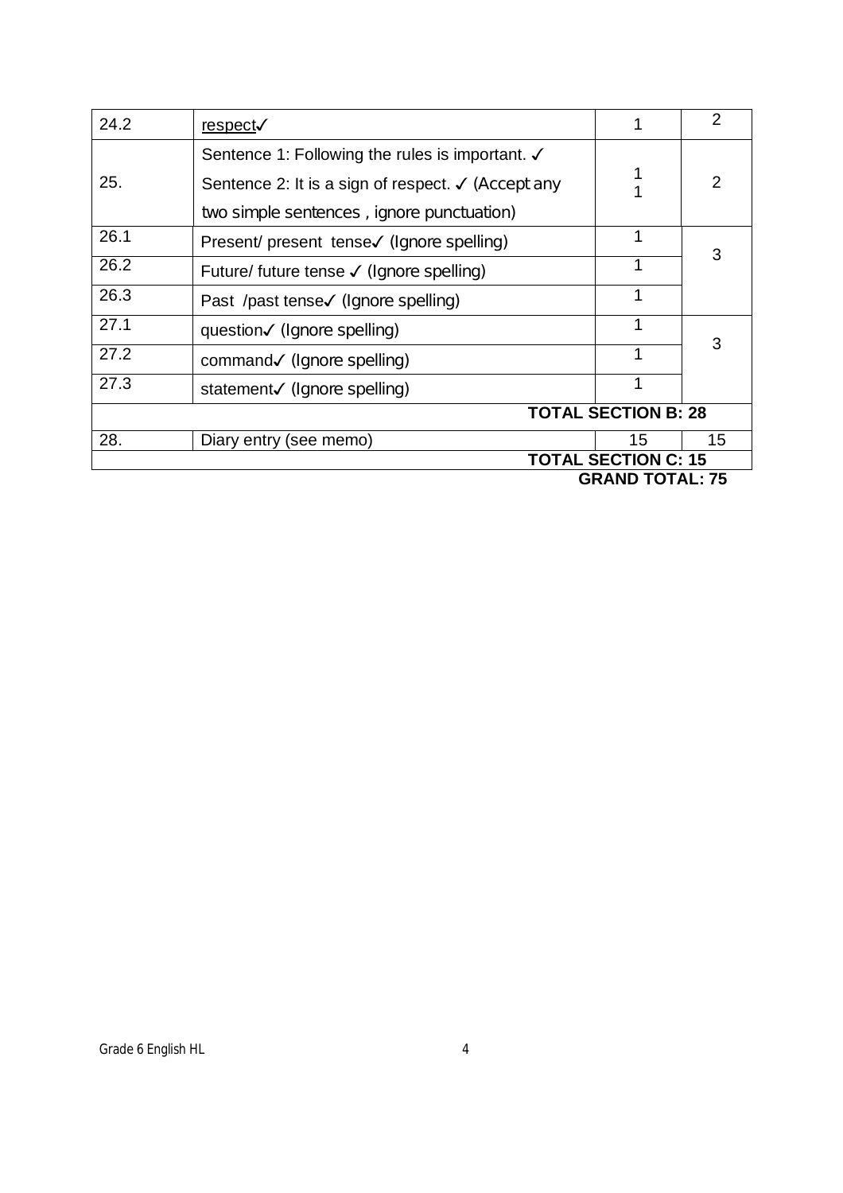| | | | |
|---|---|---|---|
| 24.2 | respect✓ | 1 | 2 |
| 25. | Sentence 1: Following the rules is important. ✓<br>Sentence 2: It is a sign of respect. ✓ (Accept any two simple sentences , ignore punctuation) | 1<br>1 | 2 |
| 26.1 | Present/ present tense✓ (Ignore spelling) | 1 | 3 |
| 26.2 | Future/ future tense ✓ (Ignore spelling) | 1 | |
| 26.3 | Past /past tense✓ (Ignore spelling) | 1 | |
| 27.1 | question✓ (Ignore spelling) | 1 | 3 |
| 27.2 | command✓ (Ignore spelling) | 1 | |
| 27.3 | statement✓ (Ignore spelling) | 1 | |
| | | **TOTAL SECTION B: 28** | |
| 28. | Diary entry (see memo) | 15 | 15 |
| | | **TOTAL SECTION C: 15** | |

**GRAND TOTAL: 75**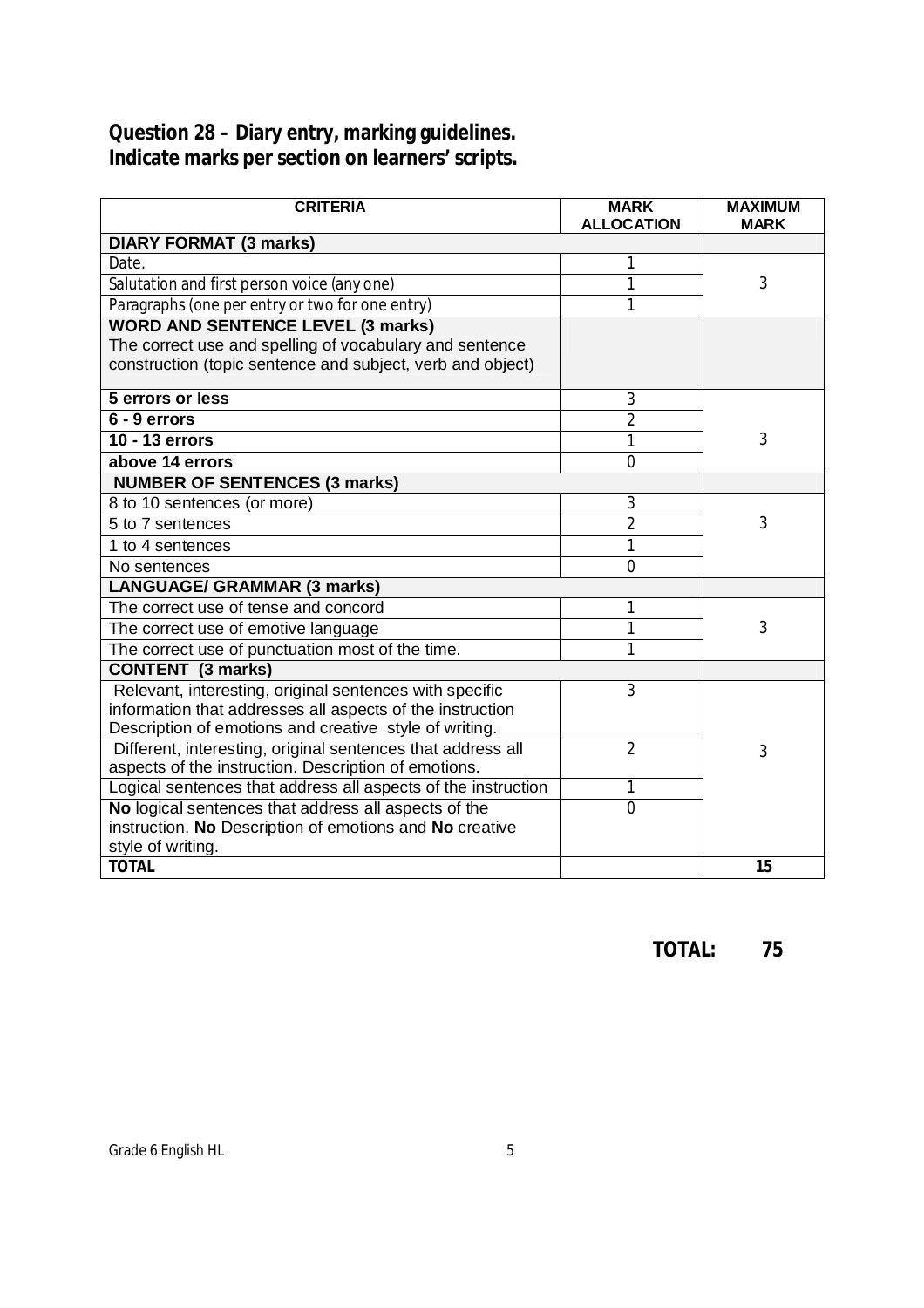**Question 28 – Diary entry, marking guidelines.**
**Indicate marks per section on learners' scripts.**

| CRITERIA | MARK ALLOCATION | MAXIMUM MARK |
|---|---|---|
| **DIARY FORMAT (3 marks)** | | |
| Date. | 1 | 3 |
| Salutation and first person voice (any one) | 1 | |
| Paragraphs (one per entry or two for one entry) | 1 | |
| **WORD AND SENTENCE LEVEL (3 marks)** The correct use and spelling of vocabulary and sentence construction (topic sentence and subject, verb and object) | | |
| **5 errors or less** | 3 | 3 |
| **6 - 9 errors** | 2 | |
| **10 - 13 errors** | 1 | |
| **above 14 errors** | 0 | |
| **NUMBER OF SENTENCES (3 marks)** | | |
| 8 to 10 sentences (or more) | 3 | 3 |
| 5 to 7 sentences | 2 | |
| 1 to 4 sentences | 1 | |
| No sentences | 0 | |
| **LANGUAGE/ GRAMMAR (3 marks)** | | |
| The correct use of tense and concord | 1 | 3 |
| The correct use of emotive language | 1 | |
| The correct use of punctuation most of the time. | 1 | |
| **CONTENT (3 marks)** | | |
| Relevant, interesting, original sentences with specific information that addresses all aspects of the instruction Description of emotions and creative style of writing. | 3 | 3 |
| Different, interesting, original sentences that address all aspects of the instruction. Description of emotions. | 2 | |
| Logical sentences that address all aspects of the instruction | 1 | |
| **No** logical sentences that address all aspects of the instruction. **No** Description of emotions and **No** creative style of writing. | 0 | |
| **TOTAL** | | **15** |

**TOTAL: 75**